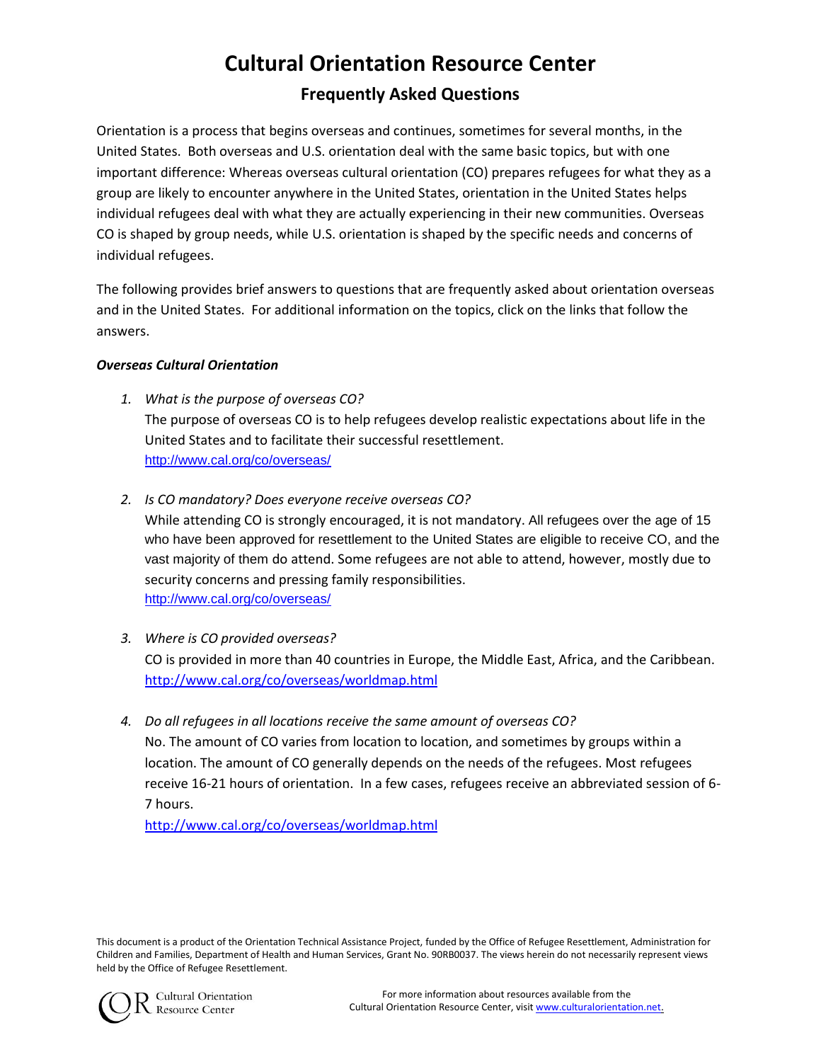# Cultural Orientation Resource Center

## Frequently Asked Questions

Orientation is a process that begins overseas and continues, sometimes for several months, in the United States. Both overseas and U.S. orientation deal with the same basic topics, but with one important difference: Whereas overseas cultural orientation (CO) prepares refugees for what they as a group are likely to encounter anywhere in the United States, orientation in the United States helps individual refugees deal with what they are actually experiencing in their new communities. Overseas CO is shaped by group needs, while U.S. orientation is shaped by the specific needs and concerns of individual refugees.

The following provides brief answers to questions that are frequently asked about orientation overseas and in the United States. For additional information on the topics, click on the links that follow the answers.

***Overseas Cultural Orientation***

1. *What is the purpose of overseas CO?*
   The purpose of overseas CO is to help refugees develop realistic expectations about life in the United States and to facilitate their successful resettlement.
   http://www.cal.org/co/overseas/

2. *Is CO mandatory? Does everyone receive overseas CO?*
   While attending CO is strongly encouraged, it is not mandatory. All refugees over the age of 15 who have been approved for resettlement to the United States are eligible to receive CO, and the vast majority of them do attend. Some refugees are not able to attend, however, mostly due to security concerns and pressing family responsibilities.
   http://www.cal.org/co/overseas/

3. *Where is CO provided overseas?*
   CO is provided in more than 40 countries in Europe, the Middle East, Africa, and the Caribbean.
   http://www.cal.org/co/overseas/worldmap.html

4. *Do all refugees in all locations receive the same amount of overseas CO?*
   No. The amount of CO varies from location to location, and sometimes by groups within a location. The amount of CO generally depends on the needs of the refugees. Most refugees receive 16-21 hours of orientation. In a few cases, refugees receive an abbreviated session of 6-7 hours.
   http://www.cal.org/co/overseas/worldmap.html

This document is a product of the Orientation Technical Assistance Project, funded by the Office of Refugee Resettlement, Administration for Children and Families, Department of Health and Human Services, Grant No. 90RB0037. The views herein do not necessarily represent views held by the Office of Refugee Resettlement.

For more information about resources available from the Cultural Orientation Resource Center, visit www.culturalorientation.net.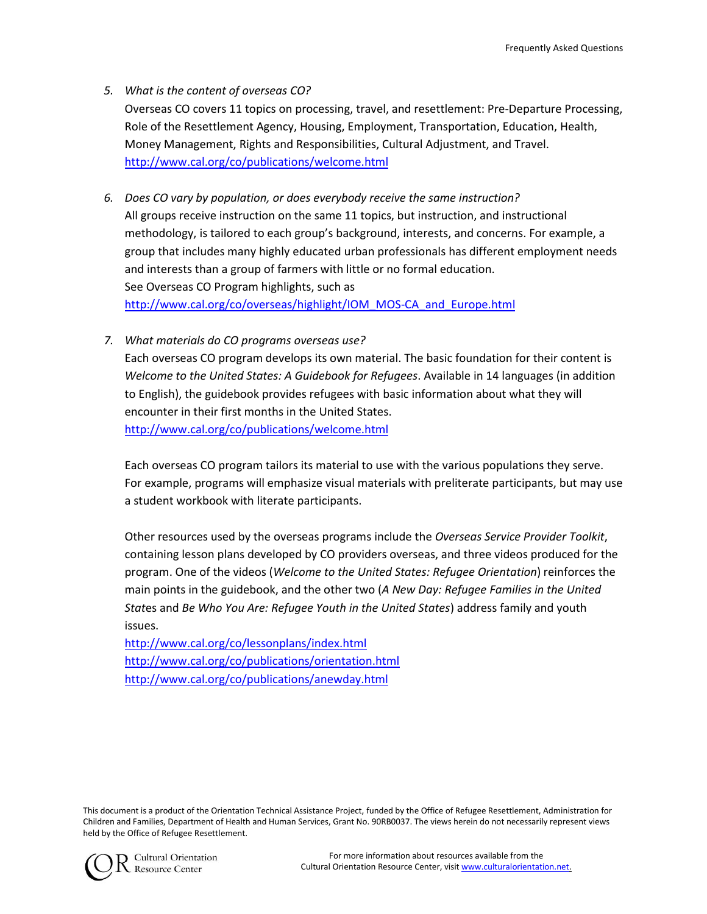5. *What is the content of overseas CO?*

   Overseas CO covers 11 topics on processing, travel, and resettlement: Pre-Departure Processing, Role of the Resettlement Agency, Housing, Employment, Transportation, Education, Health, Money Management, Rights and Responsibilities, Cultural Adjustment, and Travel.
   http://www.cal.org/co/publications/welcome.html

6. *Does CO vary by population, or does everybody receive the same instruction?*

   All groups receive instruction on the same 11 topics, but instruction, and instructional methodology, is tailored to each group's background, interests, and concerns. For example, a group that includes many highly educated urban professionals has different employment needs and interests than a group of farmers with little or no formal education.
   See Overseas CO Program highlights, such as
   http://www.cal.org/co/overseas/highlight/IOM_MOS-CA_and_Europe.html

7. *What materials do CO programs overseas use?*

   Each overseas CO program develops its own material. The basic foundation for their content is *Welcome to the United States: A Guidebook for Refugees*. Available in 14 languages (in addition to English), the guidebook provides refugees with basic information about what they will encounter in their first months in the United States.
   http://www.cal.org/co/publications/welcome.html

   Each overseas CO program tailors its material to use with the various populations they serve. For example, programs will emphasize visual materials with preliterate participants, but may use a student workbook with literate participants.

   Other resources used by the overseas programs include the *Overseas Service Provider Toolkit*, containing lesson plans developed by CO providers overseas, and three videos produced for the program. One of the videos (*Welcome to the United States: Refugee Orientation*) reinforces the main points in the guidebook, and the other two (*A New Day: Refugee Families in the United States* and *Be Who You Are: Refugee Youth in the United States*) address family and youth issues.
   http://www.cal.org/co/lessonplans/index.html
   http://www.cal.org/co/publications/orientation.html
   http://www.cal.org/co/publications/anewday.html

This document is a product of the Orientation Technical Assistance Project, funded by the Office of Refugee Resettlement, Administration for Children and Families, Department of Health and Human Services, Grant No. 90RB0037. The views herein do not necessarily represent views held by the Office of Refugee Resettlement.

For more information about resources available from the Cultural Orientation Resource Center, visit www.culturalorientation.net.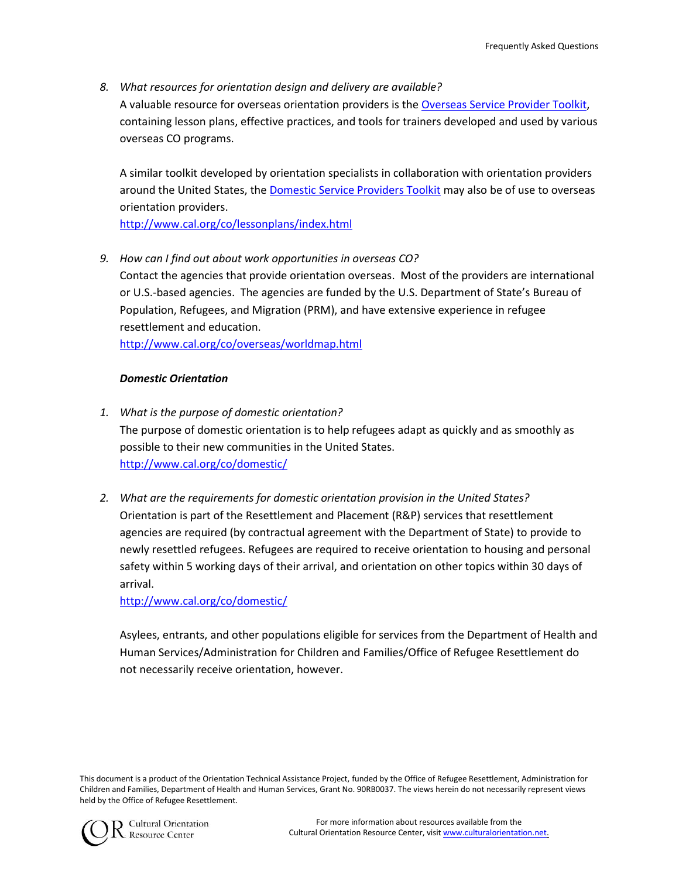8. *What resources for orientation design and delivery are available?*
   A valuable resource for overseas orientation providers is the [Overseas Service Provider Toolkit](), containing lesson plans, effective practices, and tools for trainers developed and used by various overseas CO programs.

   A similar toolkit developed by orientation specialists in collaboration with orientation providers around the United States, the [Domestic Service Providers Toolkit]() may also be of use to overseas orientation providers.
   http://www.cal.org/co/lessonplans/index.html

9. *How can I find out about work opportunities in overseas CO?*
   Contact the agencies that provide orientation overseas. Most of the providers are international or U.S.-based agencies. The agencies are funded by the U.S. Department of State's Bureau of Population, Refugees, and Migration (PRM), and have extensive experience in refugee resettlement and education.
   http://www.cal.org/co/overseas/worldmap.html

***Domestic Orientation***

1. *What is the purpose of domestic orientation?*
   The purpose of domestic orientation is to help refugees adapt as quickly and as smoothly as possible to their new communities in the United States.
   http://www.cal.org/co/domestic/

2. *What are the requirements for domestic orientation provision in the United States?*
   Orientation is part of the Resettlement and Placement (R&P) services that resettlement agencies are required (by contractual agreement with the Department of State) to provide to newly resettled refugees. Refugees are required to receive orientation to housing and personal safety within 5 working days of their arrival, and orientation on other topics within 30 days of arrival.
   http://www.cal.org/co/domestic/

   Asylees, entrants, and other populations eligible for services from the Department of Health and Human Services/Administration for Children and Families/Office of Refugee Resettlement do not necessarily receive orientation, however.

This document is a product of the Orientation Technical Assistance Project, funded by the Office of Refugee Resettlement, Administration for Children and Families, Department of Health and Human Services, Grant No. 90RB0037. The views herein do not necessarily represent views held by the Office of Refugee Resettlement.

For more information about resources available from the Cultural Orientation Resource Center, visit www.culturalorientation.net.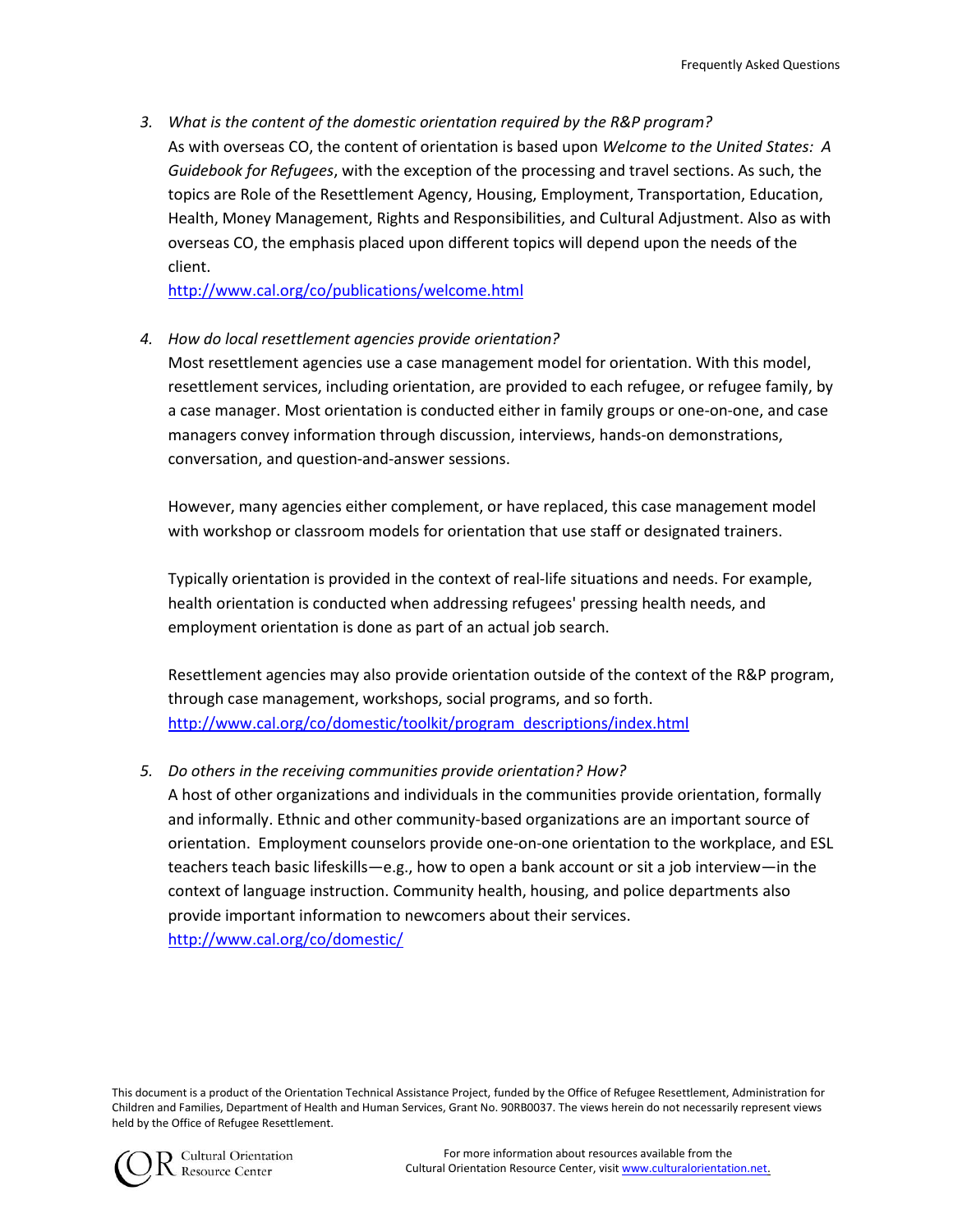3. *What is the content of the domestic orientation required by the R&P program?*
   As with overseas CO, the content of orientation is based upon *Welcome to the United States: A Guidebook for Refugees*, with the exception of the processing and travel sections. As such, the topics are Role of the Resettlement Agency, Housing, Employment, Transportation, Education, Health, Money Management, Rights and Responsibilities, and Cultural Adjustment. Also as with overseas CO, the emphasis placed upon different topics will depend upon the needs of the client.
   http://www.cal.org/co/publications/welcome.html

4. *How do local resettlement agencies provide orientation?*
   Most resettlement agencies use a case management model for orientation. With this model, resettlement services, including orientation, are provided to each refugee, or refugee family, by a case manager. Most orientation is conducted either in family groups or one-on-one, and case managers convey information through discussion, interviews, hands-on demonstrations, conversation, and question-and-answer sessions.

   However, many agencies either complement, or have replaced, this case management model with workshop or classroom models for orientation that use staff or designated trainers.

   Typically orientation is provided in the context of real-life situations and needs. For example, health orientation is conducted when addressing refugees' pressing health needs, and employment orientation is done as part of an actual job search.

   Resettlement agencies may also provide orientation outside of the context of the R&P program, through case management, workshops, social programs, and so forth.
   http://www.cal.org/co/domestic/toolkit/program_descriptions/index.html

5. *Do others in the receiving communities provide orientation? How?*
   A host of other organizations and individuals in the communities provide orientation, formally and informally. Ethnic and other community-based organizations are an important source of orientation. Employment counselors provide one-on-one orientation to the workplace, and ESL teachers teach basic lifeskills—e.g., how to open a bank account or sit a job interview—in the context of language instruction. Community health, housing, and police departments also provide important information to newcomers about their services.
   http://www.cal.org/co/domestic/

This document is a product of the Orientation Technical Assistance Project, funded by the Office of Refugee Resettlement, Administration for Children and Families, Department of Health and Human Services, Grant No. 90RB0037. The views herein do not necessarily represent views held by the Office of Refugee Resettlement.

Cultural Orientation Resource Center

For more information about resources available from the Cultural Orientation Resource Center, visit www.culturalorientation.net.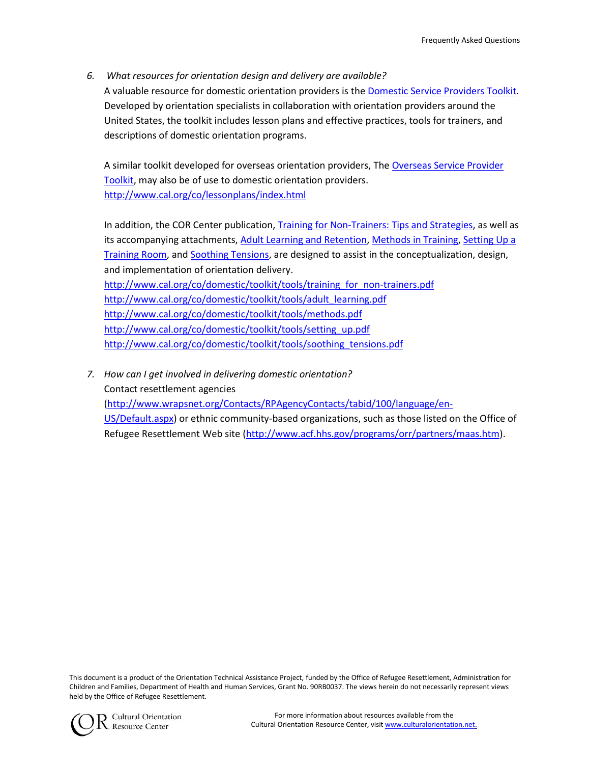6. *What resources for orientation design and delivery are available?*

   A valuable resource for domestic orientation providers is the [Domestic Service Providers Toolkit](). Developed by orientation specialists in collaboration with orientation providers around the United States, the toolkit includes lesson plans and effective practices, tools for trainers, and descriptions of domestic orientation programs.

   A similar toolkit developed for overseas orientation providers, The [Overseas Service Provider Toolkit](), may also be of use to domestic orientation providers.
   http://www.cal.org/co/lessonplans/index.html

   In addition, the COR Center publication, [Training for Non-Trainers: Tips and Strategies](), as well as its accompanying attachments, [Adult Learning and Retention](), [Methods in Training](), [Setting Up a Training Room](), and [Soothing Tensions](), are designed to assist in the conceptualization, design, and implementation of orientation delivery.
   http://www.cal.org/co/domestic/toolkit/tools/training_for_non-trainers.pdf
   http://www.cal.org/co/domestic/toolkit/tools/adult_learning.pdf
   http://www.cal.org/co/domestic/toolkit/tools/methods.pdf
   http://www.cal.org/co/domestic/toolkit/tools/setting_up.pdf
   http://www.cal.org/co/domestic/toolkit/tools/soothing_tensions.pdf

7. *How can I get involved in delivering domestic orientation?*

   Contact resettlement agencies (http://www.wrapsnet.org/Contacts/RPAgencyContacts/tabid/100/language/en-US/Default.aspx) or ethnic community-based organizations, such as those listed on the Office of Refugee Resettlement Web site (http://www.acf.hhs.gov/programs/orr/partners/maas.htm).

This document is a product of the Orientation Technical Assistance Project, funded by the Office of Refugee Resettlement, Administration for Children and Families, Department of Health and Human Services, Grant No. 90RB0037. The views herein do not necessarily represent views held by the Office of Refugee Resettlement.

COR Cultural Orientation Resource Center

For more information about resources available from the Cultural Orientation Resource Center, visit www.culturalorientation.net.